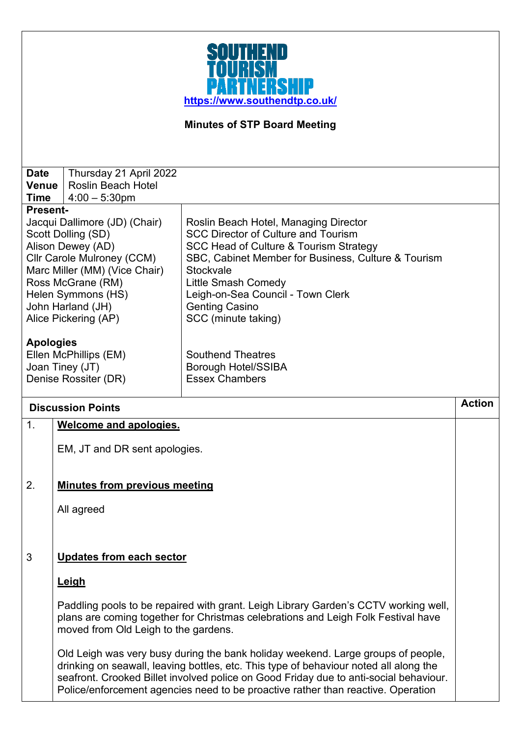# SOUTHEND TOURISM PARTNERSHIP

https://www.southendtp.co.uk/

**Minutes of STP Board Meeting**

| | |
|---|---|
| **Date** | Thursday 21 April 2022 |
| **Venue** | Roslin Beach Hotel |
| **Time** | 4:00 – 5:30pm |

**Present-**

| | |
|---|---|
| Jacqui Dallimore (JD) (Chair) | Roslin Beach Hotel, Managing Director |
| Scott Dolling (SD) | SCC Director of Culture and Tourism |
| Alison Dewey (AD) | SCC Head of Culture & Tourism Strategy |
| Cllr Carole Mulroney (CCM) | SBC, Cabinet Member for Business, Culture & Tourism |
| Marc Miller (MM) (Vice Chair) | Stockvale |
| Ross McGrane (RM) | Little Smash Comedy |
| Helen Symmons (HS) | Leigh-on-Sea Council - Town Clerk |
| John Harland (JH) | Genting Casino |
| Alice Pickering (AP) | SCC (minute taking) |

**Apologies**

| | |
|---|---|
| Ellen McPhillips (EM) | Southend Theatres |
| Joan Tiney (JT) | Borough Hotel/SSIBA |
| Denise Rossiter (DR) | Essex Chambers |

| | Discussion Points | Action |
|---|---|---|
| 1. | **Welcome and apologies.**<br><br>EM, JT and DR sent apologies. | |
| 2. | **Minutes from previous meeting**<br><br>All agreed | |
| 3 | **Updates from each sector**<br><br>**Leigh**<br><br>Paddling pools to be repaired with grant. Leigh Library Garden's CCTV working well, plans are coming together for Christmas celebrations and Leigh Folk Festival have moved from Old Leigh to the gardens.<br><br>Old Leigh was very busy during the bank holiday weekend. Large groups of people, drinking on seawall, leaving bottles, etc. This type of behaviour noted all along the seafront. Crooked Billet involved police on Good Friday due to anti-social behaviour. Police/enforcement agencies need to be proactive rather than reactive. Operation | |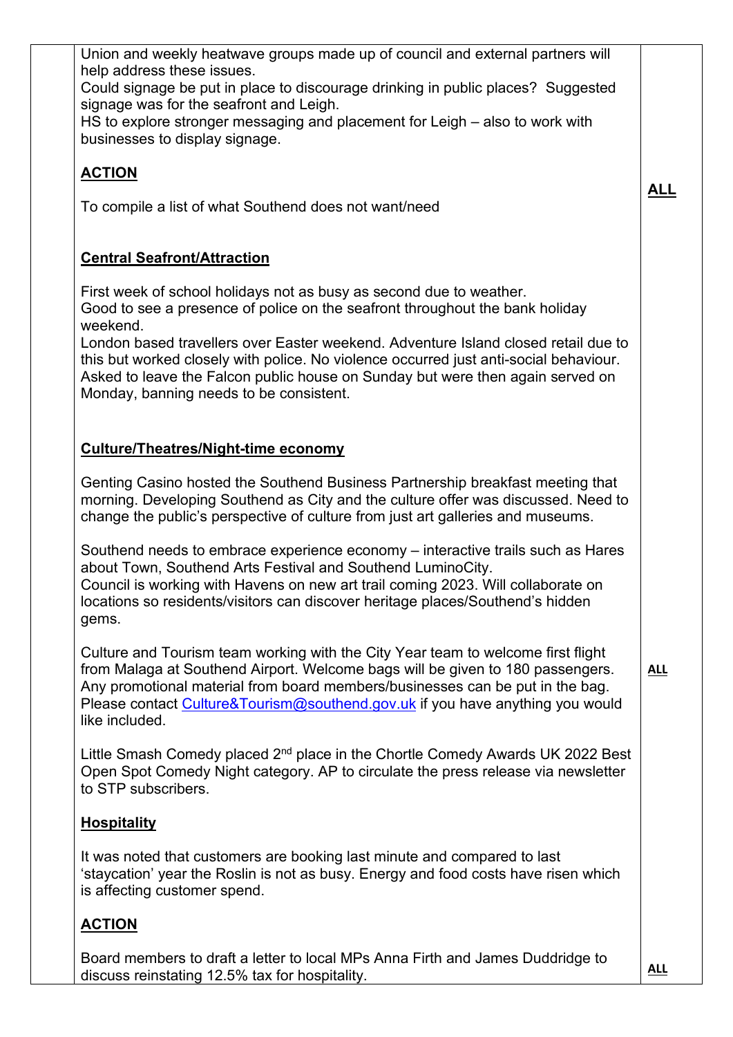Union and weekly heatwave groups made up of council and external partners will help address these issues.
Could signage be put in place to discourage drinking in public places? Suggested signage was for the seafront and Leigh.
HS to explore stronger messaging and placement for Leigh – also to work with businesses to display signage.

**ACTION**

To compile a list of what Southend does not want/need — **ALL**

**Central Seafront/Attraction**

First week of school holidays not as busy as second due to weather.
Good to see a presence of police on the seafront throughout the bank holiday weekend.
London based travellers over Easter weekend. Adventure Island closed retail due to this but worked closely with police. No violence occurred just anti-social behaviour. Asked to leave the Falcon public house on Sunday but were then again served on Monday, banning needs to be consistent.

**Culture/Theatres/Night-time economy**

Genting Casino hosted the Southend Business Partnership breakfast meeting that morning. Developing Southend as City and the culture offer was discussed. Need to change the public's perspective of culture from just art galleries and museums.

Southend needs to embrace experience economy – interactive trails such as Hares about Town, Southend Arts Festival and Southend LuminoCity.
Council is working with Havens on new art trail coming 2023. Will collaborate on locations so residents/visitors can discover heritage places/Southend's hidden gems.

Culture and Tourism team working with the City Year team to welcome first flight from Malaga at Southend Airport. Welcome bags will be given to 180 passengers. Any promotional material from board members/businesses can be put in the bag. Please contact [Culture&Tourism@southend.gov.uk](mailto:Culture&Tourism@southend.gov.uk) if you have anything you would like included. — **ALL**

Little Smash Comedy placed 2nd place in the Chortle Comedy Awards UK 2022 Best Open Spot Comedy Night category. AP to circulate the press release via newsletter to STP subscribers.

**Hospitality**

It was noted that customers are booking last minute and compared to last 'staycation' year the Roslin is not as busy. Energy and food costs have risen which is affecting customer spend.

**ACTION**

Board members to draft a letter to local MPs Anna Firth and James Duddridge to discuss reinstating 12.5% tax for hospitality. — **ALL**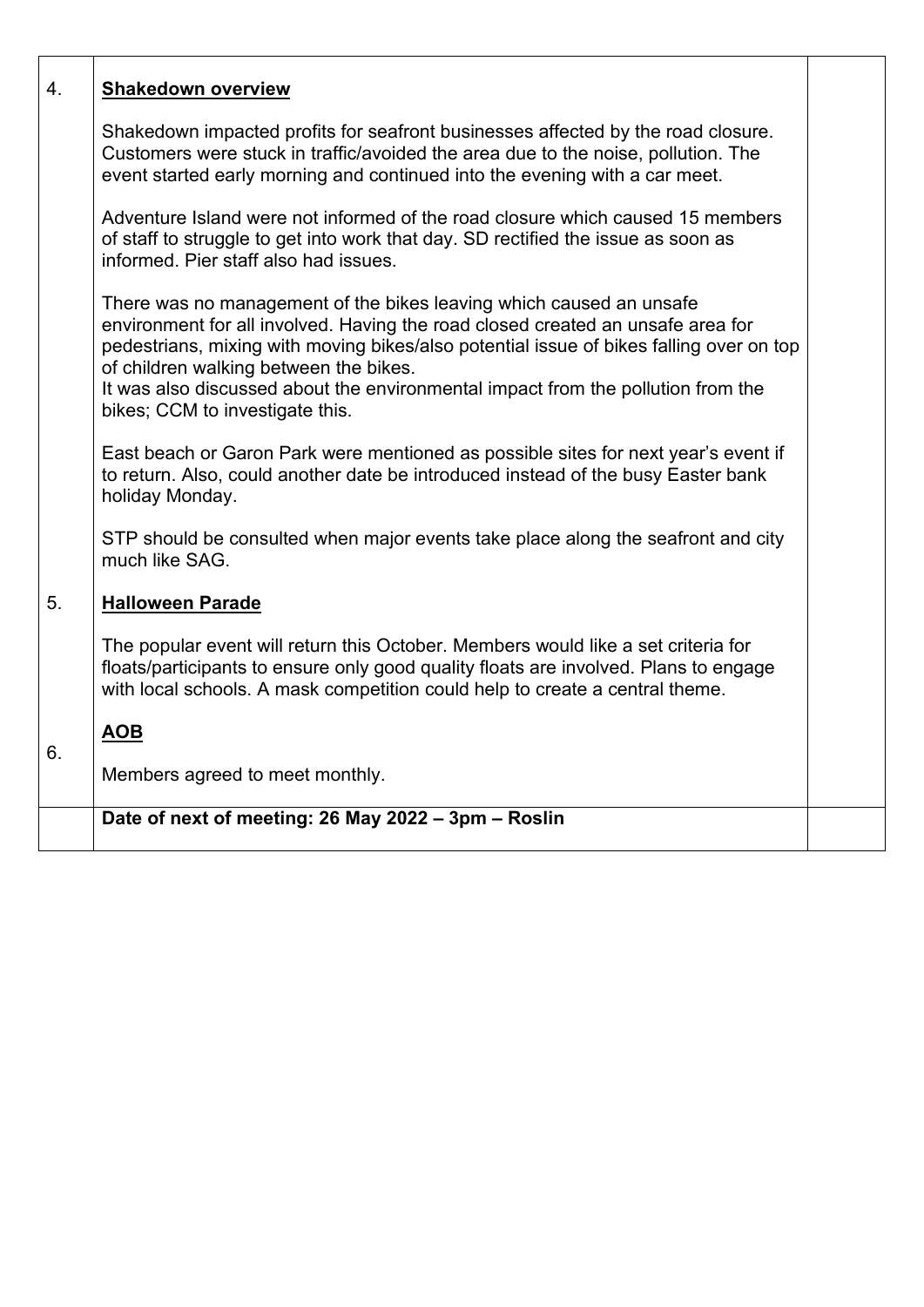| | | |
|---|---|---|
| 4. | **Shakedown overview**<br><br>Shakedown impacted profits for seafront businesses affected by the road closure. Customers were stuck in traffic/avoided the area due to the noise, pollution. The event started early morning and continued into the evening with a car meet.<br><br>Adventure Island were not informed of the road closure which caused 15 members of staff to struggle to get into work that day. SD rectified the issue as soon as informed. Pier staff also had issues.<br><br>There was no management of the bikes leaving which caused an unsafe environment for all involved. Having the road closed created an unsafe area for pedestrians, mixing with moving bikes/also potential issue of bikes falling over on top of children walking between the bikes.<br>It was also discussed about the environmental impact from the pollution from the bikes; CCM to investigate this.<br><br>East beach or Garon Park were mentioned as possible sites for next year's event if to return. Also, could another date be introduced instead of the busy Easter bank holiday Monday.<br><br>STP should be consulted when major events take place along the seafront and city much like SAG. | |
| 5. | **Halloween Parade**<br><br>The popular event will return this October. Members would like a set criteria for floats/participants to ensure only good quality floats are involved. Plans to engage with local schools. A mask competition could help to create a central theme. | |
| 6. | **AOB**<br><br>Members agreed to meet monthly. | |
| | **Date of next of meeting: 26 May 2022 – 3pm – Roslin** | |